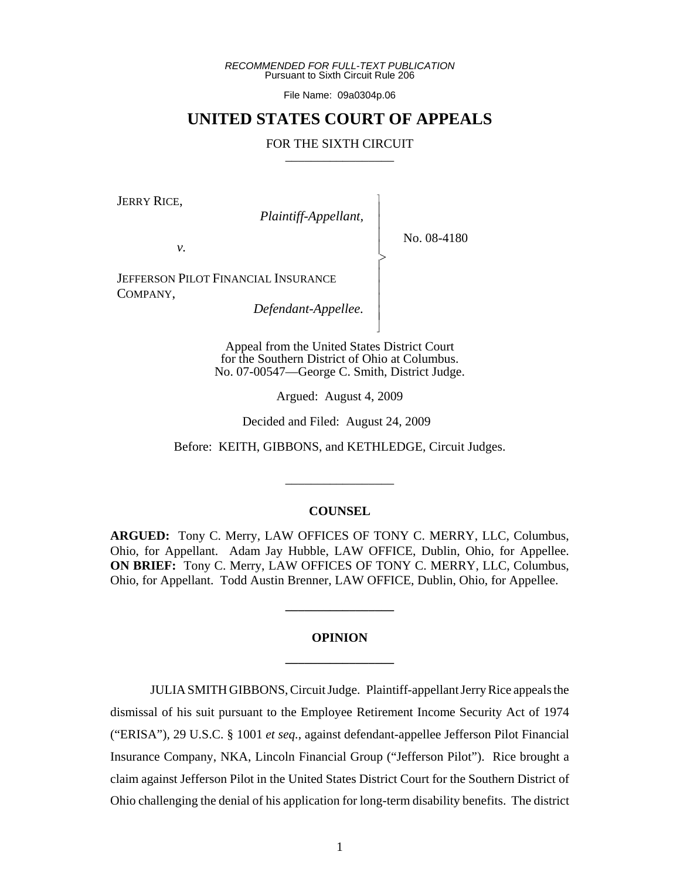*RECOMMENDED FOR FULL-TEXT PUBLICATION*
Pursuant to Sixth Circuit Rule 206

File Name: 09a0304p.06

# UNITED STATES COURT OF APPEALS

FOR THE SIXTH CIRCUIT

---

JERRY RICE,
*Plaintiff-Appellant,*

*v.*

JEFFERSON PILOT FINANCIAL INSURANCE COMPANY,
*Defendant-Appellee.*

No. 08-4180

Appeal from the United States District Court for the Southern District of Ohio at Columbus.
No. 07-00547—George C. Smith, District Judge.

Argued: August 4, 2009

Decided and Filed: August 24, 2009

Before: KEITH, GIBBONS, and KETHLEDGE, Circuit Judges.

---

## COUNSEL

**ARGUED:** Tony C. Merry, LAW OFFICES OF TONY C. MERRY, LLC, Columbus, Ohio, for Appellant. Adam Jay Hubble, LAW OFFICE, Dublin, Ohio, for Appellee. **ON BRIEF:** Tony C. Merry, LAW OFFICES OF TONY C. MERRY, LLC, Columbus, Ohio, for Appellant. Todd Austin Brenner, LAW OFFICE, Dublin, Ohio, for Appellee.

---

## OPINION

---

JULIA SMITH GIBBONS, Circuit Judge. Plaintiff-appellant Jerry Rice appeals the dismissal of his suit pursuant to the Employee Retirement Income Security Act of 1974 ("ERISA"), 29 U.S.C. § 1001 *et seq.*, against defendant-appellee Jefferson Pilot Financial Insurance Company, NKA, Lincoln Financial Group ("Jefferson Pilot"). Rice brought a claim against Jefferson Pilot in the United States District Court for the Southern District of Ohio challenging the denial of his application for long-term disability benefits. The district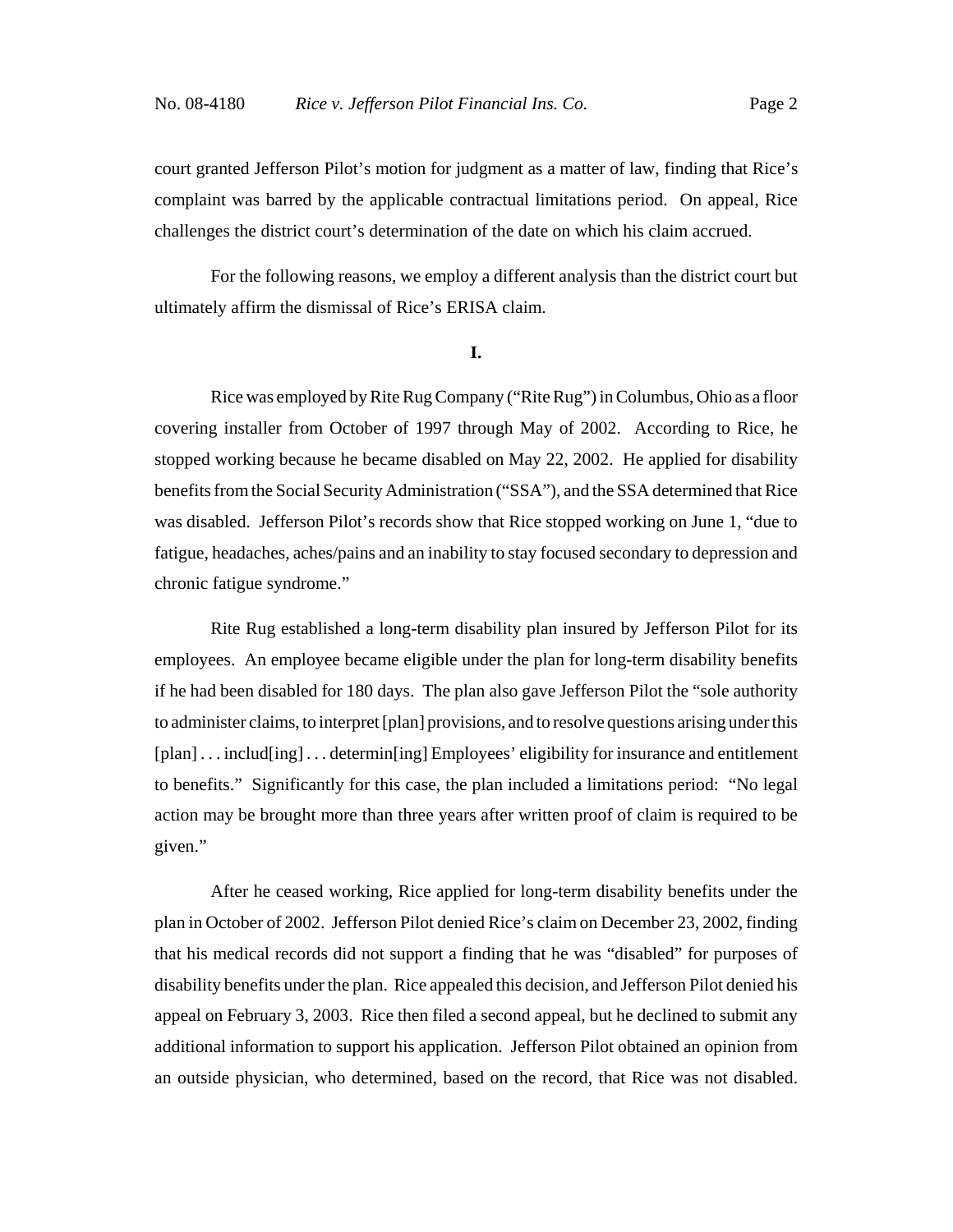court granted Jefferson Pilot's motion for judgment as a matter of law, finding that Rice's complaint was barred by the applicable contractual limitations period. On appeal, Rice challenges the district court's determination of the date on which his claim accrued.

For the following reasons, we employ a different analysis than the district court but ultimately affirm the dismissal of Rice's ERISA claim.

## I.

Rice was employed by Rite Rug Company ("Rite Rug") in Columbus, Ohio as a floor covering installer from October of 1997 through May of 2002. According to Rice, he stopped working because he became disabled on May 22, 2002. He applied for disability benefits from the Social Security Administration ("SSA"), and the SSA determined that Rice was disabled. Jefferson Pilot's records show that Rice stopped working on June 1, "due to fatigue, headaches, aches/pains and an inability to stay focused secondary to depression and chronic fatigue syndrome."

Rite Rug established a long-term disability plan insured by Jefferson Pilot for its employees. An employee became eligible under the plan for long-term disability benefits if he had been disabled for 180 days. The plan also gave Jefferson Pilot the "sole authority to administer claims, to interpret [plan] provisions, and to resolve questions arising under this [plan] . . . includ[ing] . . . determin[ing] Employees' eligibility for insurance and entitlement to benefits." Significantly for this case, the plan included a limitations period: "No legal action may be brought more than three years after written proof of claim is required to be given."

After he ceased working, Rice applied for long-term disability benefits under the plan in October of 2002. Jefferson Pilot denied Rice's claim on December 23, 2002, finding that his medical records did not support a finding that he was "disabled" for purposes of disability benefits under the plan. Rice appealed this decision, and Jefferson Pilot denied his appeal on February 3, 2003. Rice then filed a second appeal, but he declined to submit any additional information to support his application. Jefferson Pilot obtained an opinion from an outside physician, who determined, based on the record, that Rice was not disabled.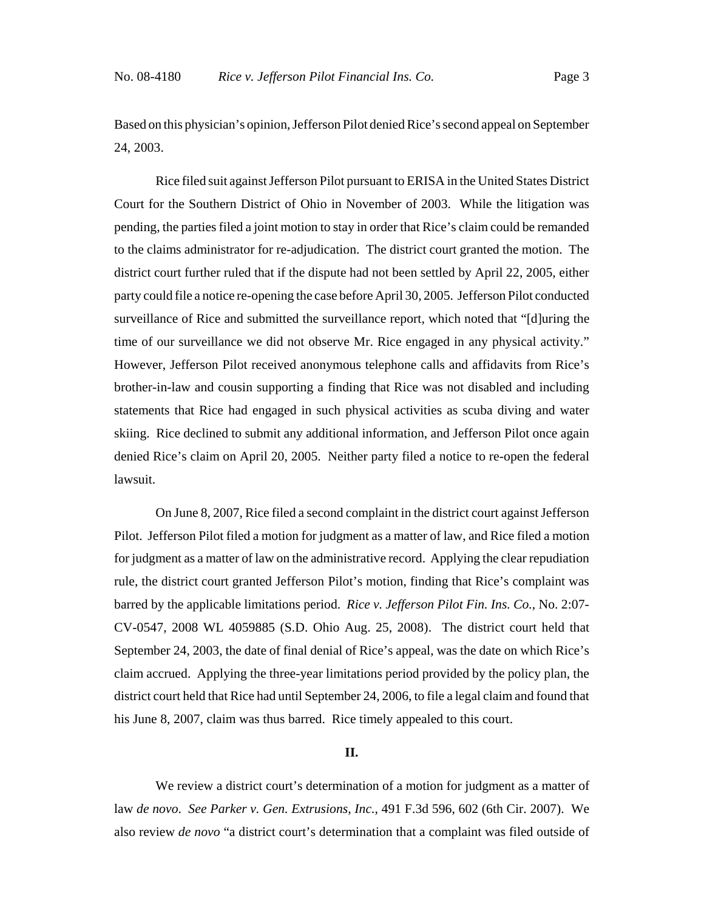Based on this physician's opinion, Jefferson Pilot denied Rice's second appeal on September 24, 2003.

Rice filed suit against Jefferson Pilot pursuant to ERISA in the United States District Court for the Southern District of Ohio in November of 2003. While the litigation was pending, the parties filed a joint motion to stay in order that Rice's claim could be remanded to the claims administrator for re-adjudication. The district court granted the motion. The district court further ruled that if the dispute had not been settled by April 22, 2005, either party could file a notice re-opening the case before April 30, 2005. Jefferson Pilot conducted surveillance of Rice and submitted the surveillance report, which noted that "[d]uring the time of our surveillance we did not observe Mr. Rice engaged in any physical activity." However, Jefferson Pilot received anonymous telephone calls and affidavits from Rice's brother-in-law and cousin supporting a finding that Rice was not disabled and including statements that Rice had engaged in such physical activities as scuba diving and water skiing. Rice declined to submit any additional information, and Jefferson Pilot once again denied Rice's claim on April 20, 2005. Neither party filed a notice to re-open the federal lawsuit.

On June 8, 2007, Rice filed a second complaint in the district court against Jefferson Pilot. Jefferson Pilot filed a motion for judgment as a matter of law, and Rice filed a motion for judgment as a matter of law on the administrative record. Applying the clear repudiation rule, the district court granted Jefferson Pilot's motion, finding that Rice's complaint was barred by the applicable limitations period. *Rice v. Jefferson Pilot Fin. Ins. Co.*, No. 2:07-CV-0547, 2008 WL 4059885 (S.D. Ohio Aug. 25, 2008). The district court held that September 24, 2003, the date of final denial of Rice's appeal, was the date on which Rice's claim accrued. Applying the three-year limitations period provided by the policy plan, the district court held that Rice had until September 24, 2006, to file a legal claim and found that his June 8, 2007, claim was thus barred. Rice timely appealed to this court.

## II.

We review a district court's determination of a motion for judgment as a matter of law *de novo*. *See Parker v. Gen. Extrusions, Inc.*, 491 F.3d 596, 602 (6th Cir. 2007). We also review *de novo* "a district court's determination that a complaint was filed outside of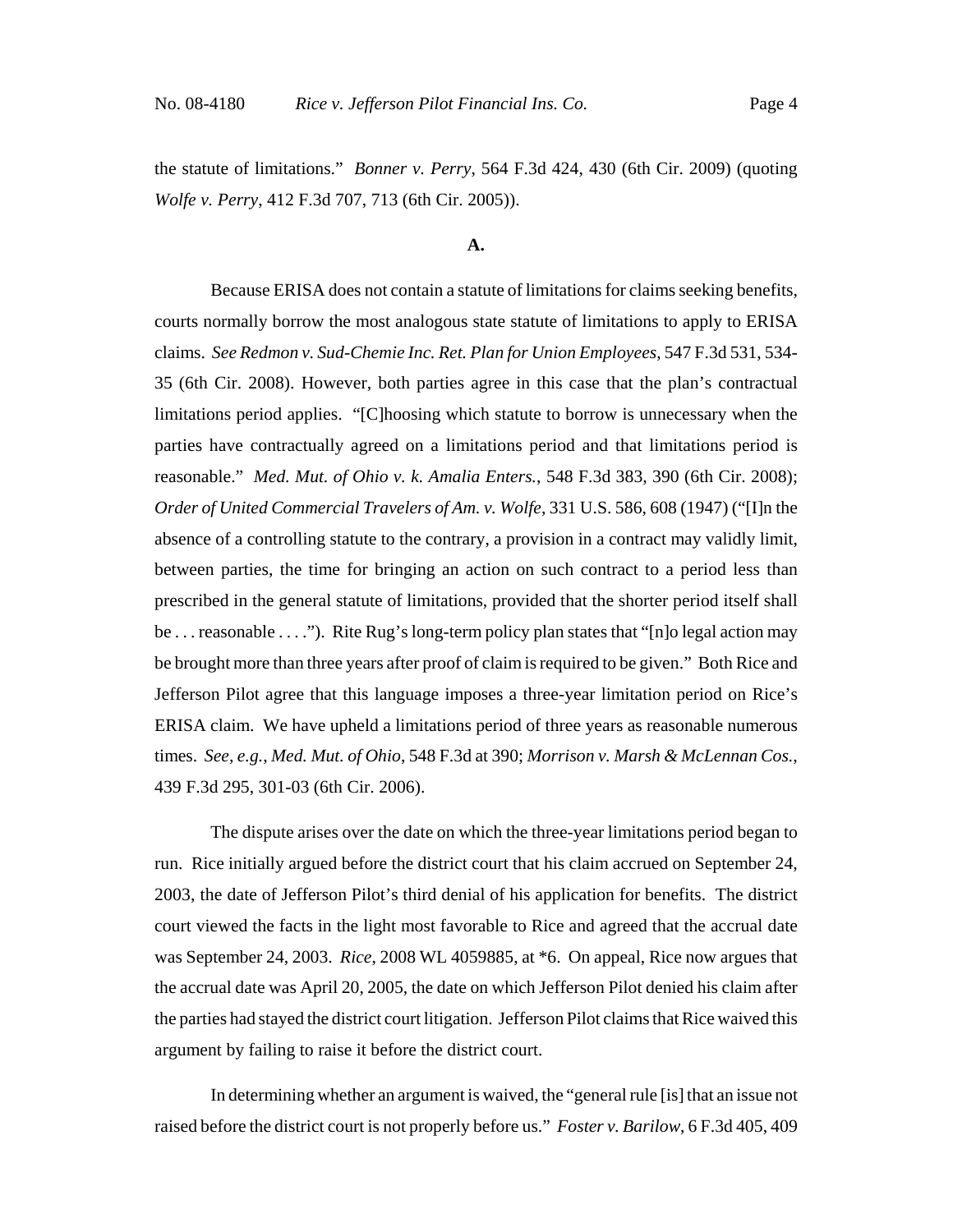the statute of limitations." *Bonner v. Perry*, 564 F.3d 424, 430 (6th Cir. 2009) (quoting *Wolfe v. Perry*, 412 F.3d 707, 713 (6th Cir. 2005)).

**A.**

Because ERISA does not contain a statute of limitations for claims seeking benefits, courts normally borrow the most analogous state statute of limitations to apply to ERISA claims. *See Redmon v. Sud-Chemie Inc. Ret. Plan for Union Employees*, 547 F.3d 531, 534-35 (6th Cir. 2008). However, both parties agree in this case that the plan's contractual limitations period applies. "[C]hoosing which statute to borrow is unnecessary when the parties have contractually agreed on a limitations period and that limitations period is reasonable." *Med. Mut. of Ohio v. k. Amalia Enters.*, 548 F.3d 383, 390 (6th Cir. 2008); *Order of United Commercial Travelers of Am. v. Wolfe*, 331 U.S. 586, 608 (1947) ("[I]n the absence of a controlling statute to the contrary, a provision in a contract may validly limit, between parties, the time for bringing an action on such contract to a period less than prescribed in the general statute of limitations, provided that the shorter period itself shall be . . . reasonable . . . ."). Rite Rug's long-term policy plan states that "[n]o legal action may be brought more than three years after proof of claim is required to be given." Both Rice and Jefferson Pilot agree that this language imposes a three-year limitation period on Rice's ERISA claim. We have upheld a limitations period of three years as reasonable numerous times. *See, e.g.*, *Med. Mut. of Ohio*, 548 F.3d at 390; *Morrison v. Marsh & McLennan Cos.*, 439 F.3d 295, 301-03 (6th Cir. 2006).

The dispute arises over the date on which the three-year limitations period began to run. Rice initially argued before the district court that his claim accrued on September 24, 2003, the date of Jefferson Pilot's third denial of his application for benefits. The district court viewed the facts in the light most favorable to Rice and agreed that the accrual date was September 24, 2003. *Rice*, 2008 WL 4059885, at *6. On appeal, Rice now argues that the accrual date was April 20, 2005, the date on which Jefferson Pilot denied his claim after the parties had stayed the district court litigation. Jefferson Pilot claims that Rice waived this argument by failing to raise it before the district court.

In determining whether an argument is waived, the "general rule [is] that an issue not raised before the district court is not properly before us." *Foster v. Barilow*, 6 F.3d 405, 409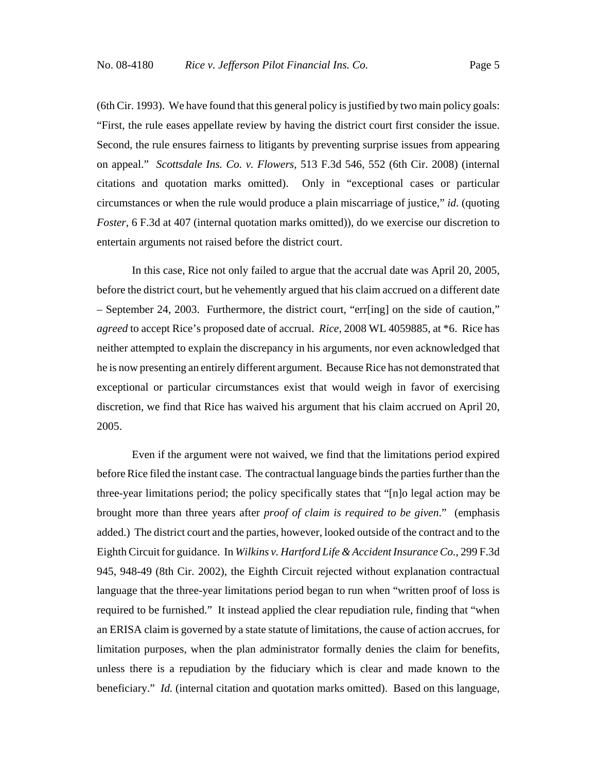(6th Cir. 1993). We have found that this general policy is justified by two main policy goals: "First, the rule eases appellate review by having the district court first consider the issue. Second, the rule ensures fairness to litigants by preventing surprise issues from appearing on appeal." *Scottsdale Ins. Co. v. Flowers*, 513 F.3d 546, 552 (6th Cir. 2008) (internal citations and quotation marks omitted). Only in "exceptional cases or particular circumstances or when the rule would produce a plain miscarriage of justice," *id*. (quoting *Foster*, 6 F.3d at 407 (internal quotation marks omitted)), do we exercise our discretion to entertain arguments not raised before the district court.

In this case, Rice not only failed to argue that the accrual date was April 20, 2005, before the district court, but he vehemently argued that his claim accrued on a different date – September 24, 2003. Furthermore, the district court, "err[ing] on the side of caution," *agreed* to accept Rice's proposed date of accrual. *Rice*, 2008 WL 4059885, at *6. Rice has neither attempted to explain the discrepancy in his arguments, nor even acknowledged that he is now presenting an entirely different argument. Because Rice has not demonstrated that exceptional or particular circumstances exist that would weigh in favor of exercising discretion, we find that Rice has waived his argument that his claim accrued on April 20, 2005.

Even if the argument were not waived, we find that the limitations period expired before Rice filed the instant case. The contractual language binds the parties further than the three-year limitations period; the policy specifically states that "[n]o legal action may be brought more than three years after *proof of claim is required to be given*." (emphasis added.) The district court and the parties, however, looked outside of the contract and to the Eighth Circuit for guidance. In *Wilkins v. Hartford Life & Accident Insurance Co.*, 299 F.3d 945, 948-49 (8th Cir. 2002), the Eighth Circuit rejected without explanation contractual language that the three-year limitations period began to run when "written proof of loss is required to be furnished." It instead applied the clear repudiation rule, finding that "when an ERISA claim is governed by a state statute of limitations, the cause of action accrues, for limitation purposes, when the plan administrator formally denies the claim for benefits, unless there is a repudiation by the fiduciary which is clear and made known to the beneficiary." *Id.* (internal citation and quotation marks omitted). Based on this language,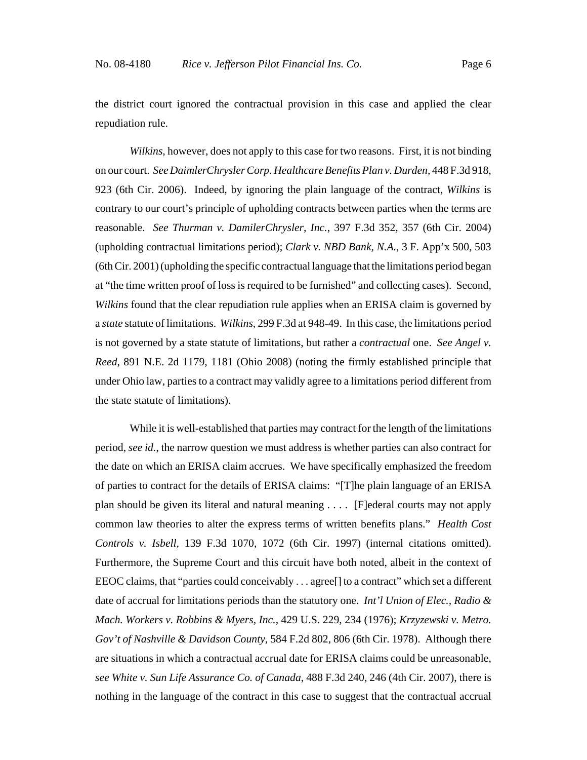the district court ignored the contractual provision in this case and applied the clear repudiation rule.

*Wilkins*, however, does not apply to this case for two reasons. First, it is not binding on our court. *See DaimlerChrysler Corp. Healthcare Benefits Plan v. Durden*, 448 F.3d 918, 923 (6th Cir. 2006). Indeed, by ignoring the plain language of the contract, *Wilkins* is contrary to our court's principle of upholding contracts between parties when the terms are reasonable. *See Thurman v. DamilerChrysler, Inc.*, 397 F.3d 352, 357 (6th Cir. 2004) (upholding contractual limitations period); *Clark v. NBD Bank, N.A.*, 3 F. App'x 500, 503 (6th Cir. 2001) (upholding the specific contractual language that the limitations period began at "the time written proof of loss is required to be furnished" and collecting cases). Second, *Wilkins* found that the clear repudiation rule applies when an ERISA claim is governed by a *state* statute of limitations. *Wilkins*, 299 F.3d at 948-49. In this case, the limitations period is not governed by a state statute of limitations, but rather a *contractual* one. *See Angel v. Reed*, 891 N.E. 2d 1179, 1181 (Ohio 2008) (noting the firmly established principle that under Ohio law, parties to a contract may validly agree to a limitations period different from the state statute of limitations).

While it is well-established that parties may contract for the length of the limitations period, *see id.*, the narrow question we must address is whether parties can also contract for the date on which an ERISA claim accrues. We have specifically emphasized the freedom of parties to contract for the details of ERISA claims: "[T]he plain language of an ERISA plan should be given its literal and natural meaning . . . . [F]ederal courts may not apply common law theories to alter the express terms of written benefits plans." *Health Cost Controls v. Isbell*, 139 F.3d 1070, 1072 (6th Cir. 1997) (internal citations omitted). Furthermore, the Supreme Court and this circuit have both noted, albeit in the context of EEOC claims, that "parties could conceivably . . . agree[] to a contract" which set a different date of accrual for limitations periods than the statutory one. *Int'l Union of Elec., Radio & Mach. Workers v. Robbins & Myers, Inc.*, 429 U.S. 229, 234 (1976); *Krzyzewski v. Metro. Gov't of Nashville & Davidson County*, 584 F.2d 802, 806 (6th Cir. 1978). Although there are situations in which a contractual accrual date for ERISA claims could be unreasonable, *see White v. Sun Life Assurance Co. of Canada*, 488 F.3d 240, 246 (4th Cir. 2007), there is nothing in the language of the contract in this case to suggest that the contractual accrual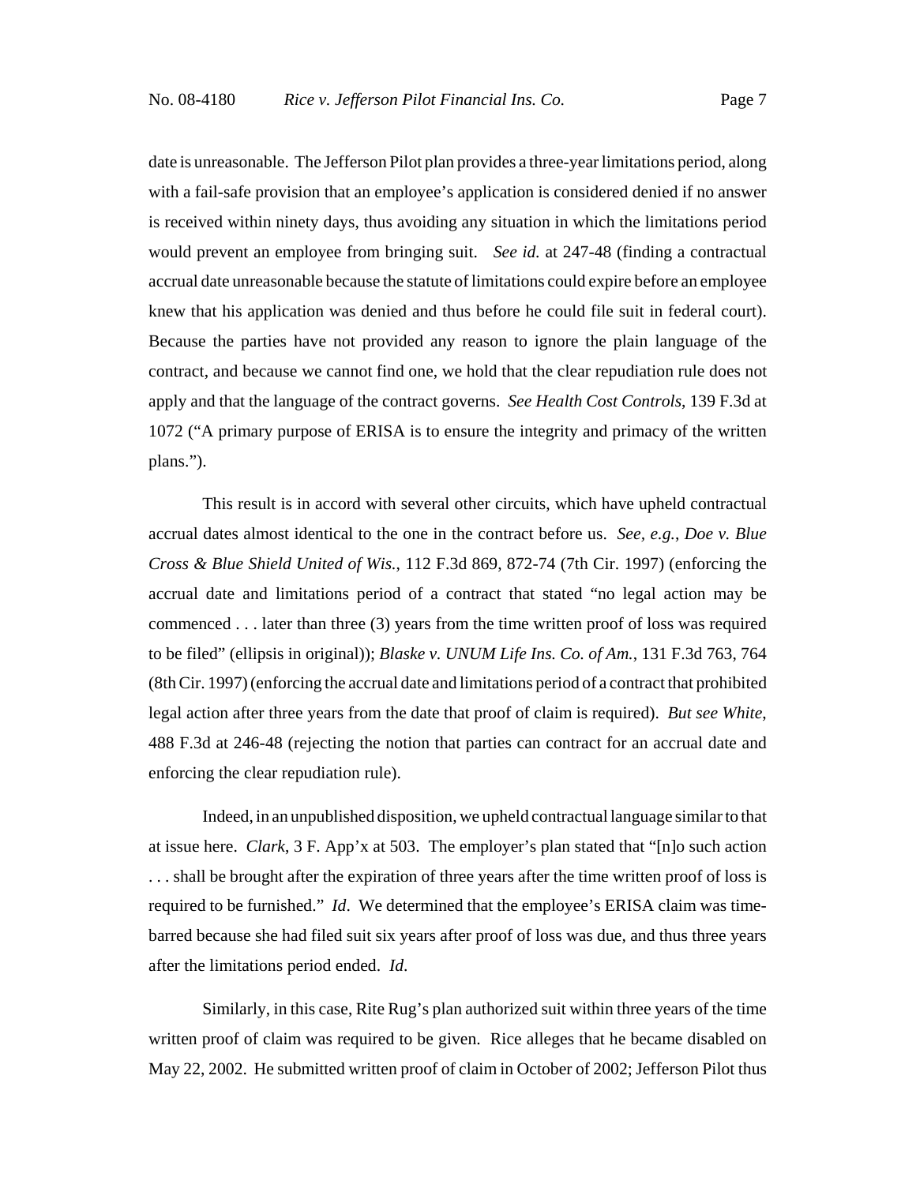date is unreasonable. The Jefferson Pilot plan provides a three-year limitations period, along with a fail-safe provision that an employee's application is considered denied if no answer is received within ninety days, thus avoiding any situation in which the limitations period would prevent an employee from bringing suit. *See id.* at 247-48 (finding a contractual accrual date unreasonable because the statute of limitations could expire before an employee knew that his application was denied and thus before he could file suit in federal court). Because the parties have not provided any reason to ignore the plain language of the contract, and because we cannot find one, we hold that the clear repudiation rule does not apply and that the language of the contract governs. *See Health Cost Controls*, 139 F.3d at 1072 ("A primary purpose of ERISA is to ensure the integrity and primacy of the written plans.").

This result is in accord with several other circuits, which have upheld contractual accrual dates almost identical to the one in the contract before us. *See, e.g.*, *Doe v. Blue Cross & Blue Shield United of Wis.*, 112 F.3d 869, 872-74 (7th Cir. 1997) (enforcing the accrual date and limitations period of a contract that stated "no legal action may be commenced . . . later than three (3) years from the time written proof of loss was required to be filed" (ellipsis in original)); *Blaske v. UNUM Life Ins. Co. of Am.*, 131 F.3d 763, 764 (8th Cir. 1997) (enforcing the accrual date and limitations period of a contract that prohibited legal action after three years from the date that proof of claim is required). *But see White*, 488 F.3d at 246-48 (rejecting the notion that parties can contract for an accrual date and enforcing the clear repudiation rule).

Indeed, in an unpublished disposition, we upheld contractual language similar to that at issue here. *Clark*, 3 F. App'x at 503. The employer's plan stated that "[n]o such action . . . shall be brought after the expiration of three years after the time written proof of loss is required to be furnished." *Id*. We determined that the employee's ERISA claim was time-barred because she had filed suit six years after proof of loss was due, and thus three years after the limitations period ended. *Id*.

Similarly, in this case, Rite Rug's plan authorized suit within three years of the time written proof of claim was required to be given. Rice alleges that he became disabled on May 22, 2002. He submitted written proof of claim in October of 2002; Jefferson Pilot thus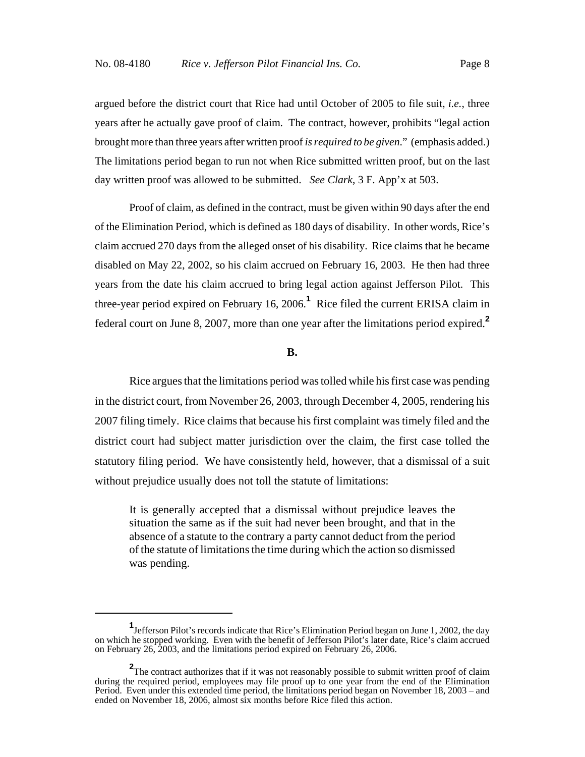argued before the district court that Rice had until October of 2005 to file suit, *i.e.*, three years after he actually gave proof of claim. The contract, however, prohibits "legal action brought more than three years after written proof *is required to be given*." (emphasis added.) The limitations period began to run not when Rice submitted written proof, but on the last day written proof was allowed to be submitted. *See Clark*, 3 F. App'x at 503.

Proof of claim, as defined in the contract, must be given within 90 days after the end of the Elimination Period, which is defined as 180 days of disability. In other words, Rice's claim accrued 270 days from the alleged onset of his disability. Rice claims that he became disabled on May 22, 2002, so his claim accrued on February 16, 2003. He then had three years from the date his claim accrued to bring legal action against Jefferson Pilot. This three-year period expired on February 16, 2006.[1] Rice filed the current ERISA claim in federal court on June 8, 2007, more than one year after the limitations period expired.[2]

**B.**

Rice argues that the limitations period was tolled while his first case was pending in the district court, from November 26, 2003, through December 4, 2005, rendering his 2007 filing timely. Rice claims that because his first complaint was timely filed and the district court had subject matter jurisdiction over the claim, the first case tolled the statutory filing period. We have consistently held, however, that a dismissal of a suit without prejudice usually does not toll the statute of limitations:

> It is generally accepted that a dismissal without prejudice leaves the situation the same as if the suit had never been brought, and that in the absence of a statute to the contrary a party cannot deduct from the period of the statute of limitations the time during which the action so dismissed was pending.

---

[1] Jefferson Pilot's records indicate that Rice's Elimination Period began on June 1, 2002, the day on which he stopped working. Even with the benefit of Jefferson Pilot's later date, Rice's claim accrued on February 26, 2003, and the limitations period expired on February 26, 2006.

[2] The contract authorizes that if it was not reasonably possible to submit written proof of claim during the required period, employees may file proof up to one year from the end of the Elimination Period. Even under this extended time period, the limitations period began on November 18, 2003 – and ended on November 18, 2006, almost six months before Rice filed this action.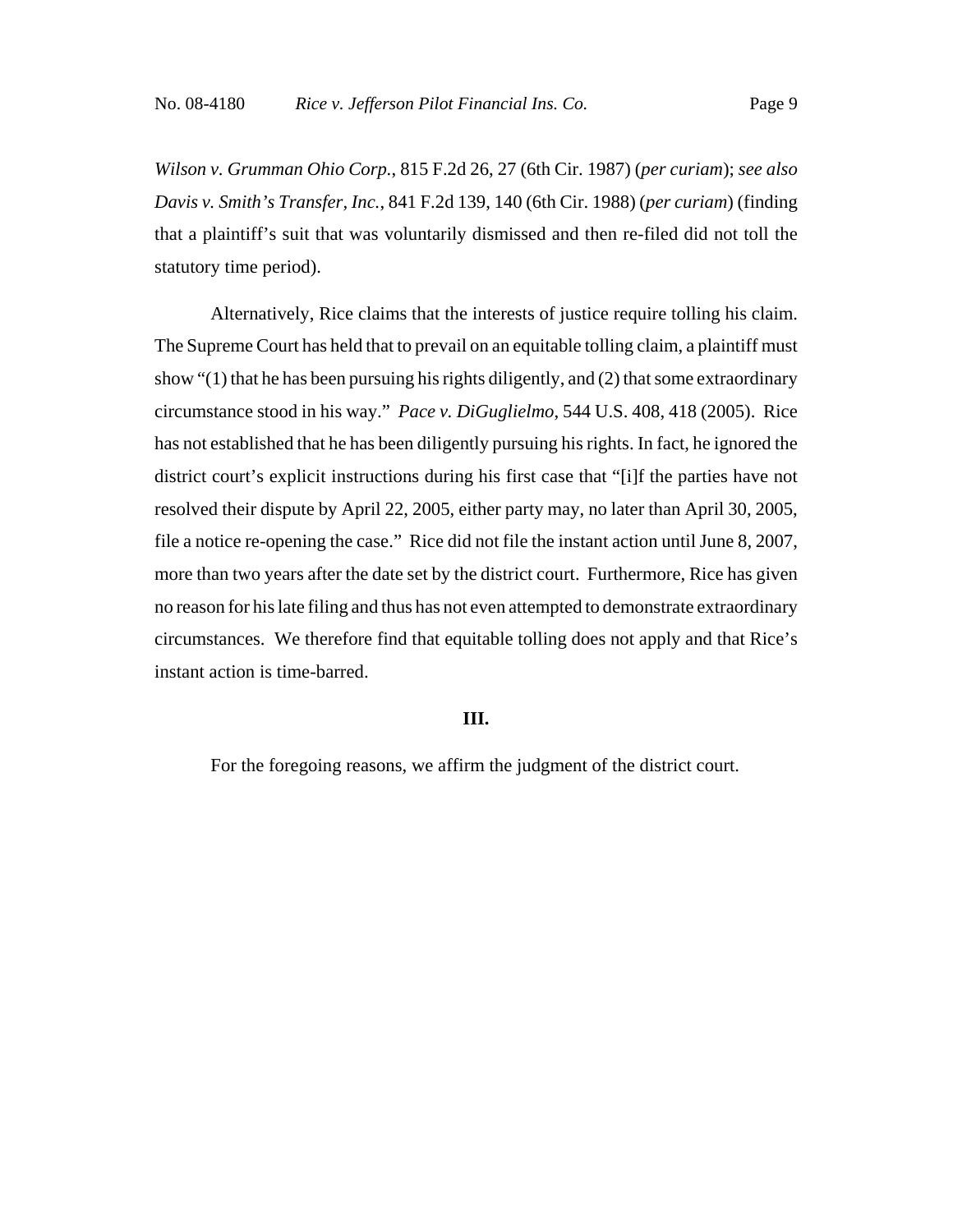*Wilson v. Grumman Ohio Corp.*, 815 F.2d 26, 27 (6th Cir. 1987) (*per curiam*); *see also Davis v. Smith's Transfer, Inc.*, 841 F.2d 139, 140 (6th Cir. 1988) (*per curiam*) (finding that a plaintiff's suit that was voluntarily dismissed and then re-filed did not toll the statutory time period).

Alternatively, Rice claims that the interests of justice require tolling his claim. The Supreme Court has held that to prevail on an equitable tolling claim, a plaintiff must show "(1) that he has been pursuing his rights diligently, and (2) that some extraordinary circumstance stood in his way." *Pace v. DiGuglielmo*, 544 U.S. 408, 418 (2005). Rice has not established that he has been diligently pursuing his rights. In fact, he ignored the district court's explicit instructions during his first case that "[i]f the parties have not resolved their dispute by April 22, 2005, either party may, no later than April 30, 2005, file a notice re-opening the case." Rice did not file the instant action until June 8, 2007, more than two years after the date set by the district court. Furthermore, Rice has given no reason for his late filing and thus has not even attempted to demonstrate extraordinary circumstances. We therefore find that equitable tolling does not apply and that Rice's instant action is time-barred.

## III.

For the foregoing reasons, we affirm the judgment of the district court.